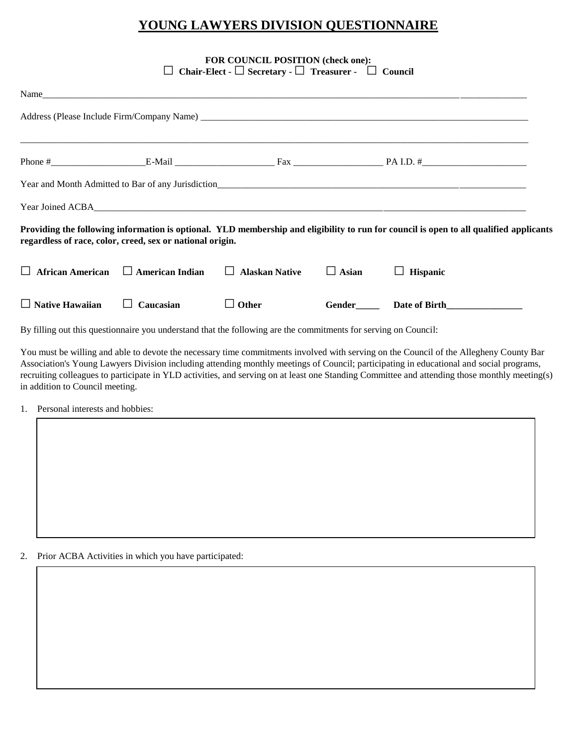# YOUNG LAWYERS DIVISION QUESTIONNAIRE

**FOR COUNCIL POSITION (check one):**
☐ **Chair-Elect** - ☐ **Secretary** - ☐ **Treasurer** - ☐ **Council**

Name___________________________________________________________________________

Address (Please Include Firm/Company Name) _____________________________________________

_______________________________________________________________________________

Phone #____________________E-Mail _____________________ Fax ___________________ PA I.D. #______________________

Year and Month Admitted to Bar of any Jurisdiction_______________________________________

Year Joined ACBA______________________________________________________________

**Providing the following information is optional. YLD membership and eligibility to run for council is open to all qualified applicants regardless of race, color, creed, sex or national origin.**

☐ **African American** ☐ **American Indian** ☐ **Alaskan Native** ☐ **Asian** ☐ **Hispanic**

☐ **Native Hawaiian** ☐ **Caucasian** ☐ **Other** **Gender_____** **Date of Birth________________**

By filling out this questionnaire you understand that the following are the commitments for serving on Council:

You must be willing and able to devote the necessary time commitments involved with serving on the Council of the Allegheny County Bar Association's Young Lawyers Division including attending monthly meetings of Council; participating in educational and social programs, recruiting colleagues to participate in YLD activities, and serving on at least one Standing Committee and attending those monthly meeting(s) in addition to Council meeting.

1. Personal interests and hobbies:

2. Prior ACBA Activities in which you have participated: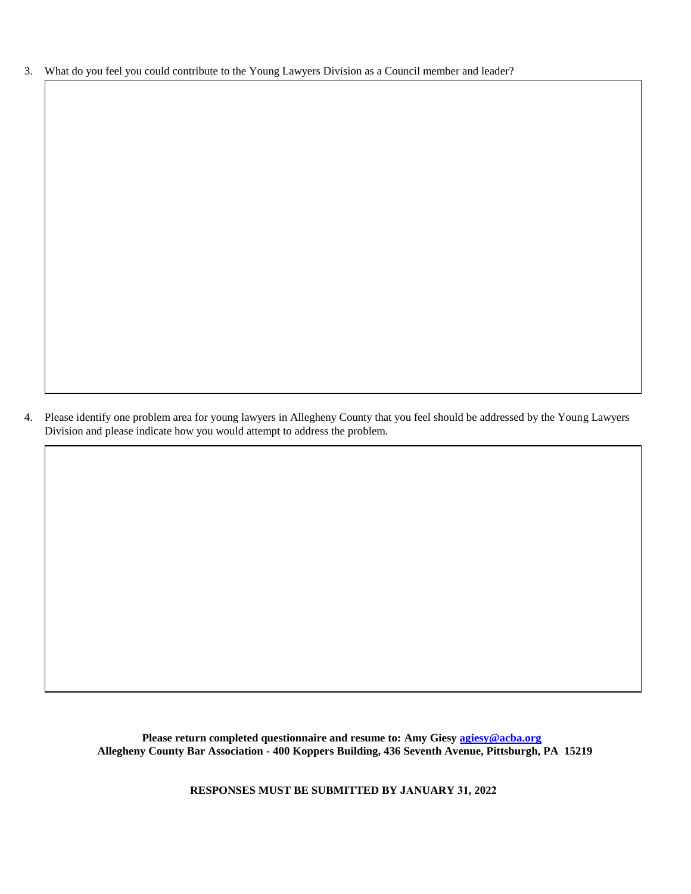3. What do you feel you could contribute to the Young Lawyers Division as a Council member and leader?

4. Please identify one problem area for young lawyers in Allegheny County that you feel should be addressed by the Young Lawyers Division and please indicate how you would attempt to address the problem.

**Please return completed questionnaire and resume to: Amy Giesy agiesy@acba.org**
**Allegheny County Bar Association - 400 Koppers Building, 436 Seventh Avenue, Pittsburgh, PA 15219**

**RESPONSES MUST BE SUBMITTED BY JANUARY 31, 2022**